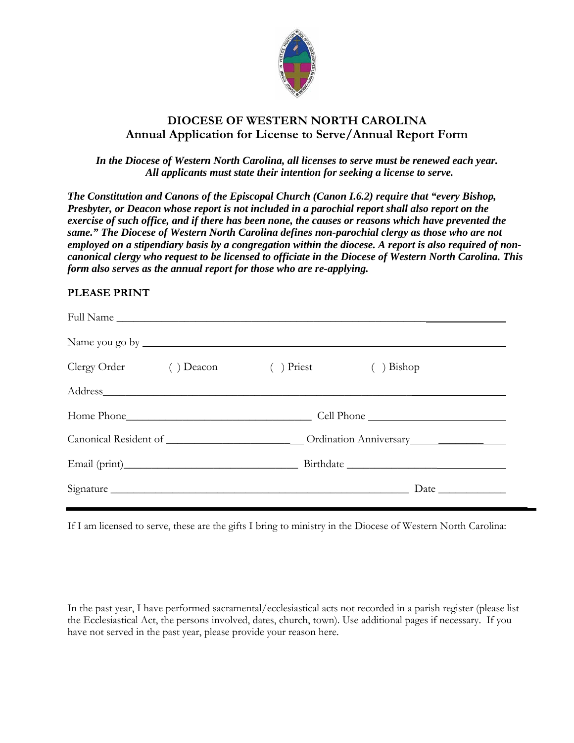# DIOCESE OF WESTERN NORTH CAROLINA
## Annual Application for License to Serve/Annual Report Form

***In the Diocese of Western North Carolina, all licenses to serve must be renewed each year. All applicants must state their intention for seeking a license to serve.***

***The Constitution and Canons of the Episcopal Church (Canon I.6.2) require that "every Bishop, Presbyter, or Deacon whose report is not included in a parochial report shall also report on the exercise of such office, and if there has been none, the causes or reasons which have prevented the same." The Diocese of Western North Carolina defines non-parochial clergy as those who are not employed on a stipendiary basis by a congregation within the diocese. A report is also required of non-canonical clergy who request to be licensed to officiate in the Diocese of Western North Carolina. This form also serves as the annual report for those who are re-applying.***

**PLEASE PRINT**

Full Name ______________________________________________________________

Name you go by __________________________________________________________

Clergy Order ( ) Deacon ( ) Priest ( ) Bishop

Address_________________________________________________________________

Home Phone_________________________________ Cell Phone _______________________

Canonical Resident of _______________________ Ordination Anniversary_________________

Email (print)______________________________ Birthdate ____________________________

Signature ____________________________________________________ Date ___________

---

If I am licensed to serve, these are the gifts I bring to ministry in the Diocese of Western North Carolina:

In the past year, I have performed sacramental/ecclesiastical acts not recorded in a parish register (please list the Ecclesiastical Act, the persons involved, dates, church, town). Use additional pages if necessary. If you have not served in the past year, please provide your reason here.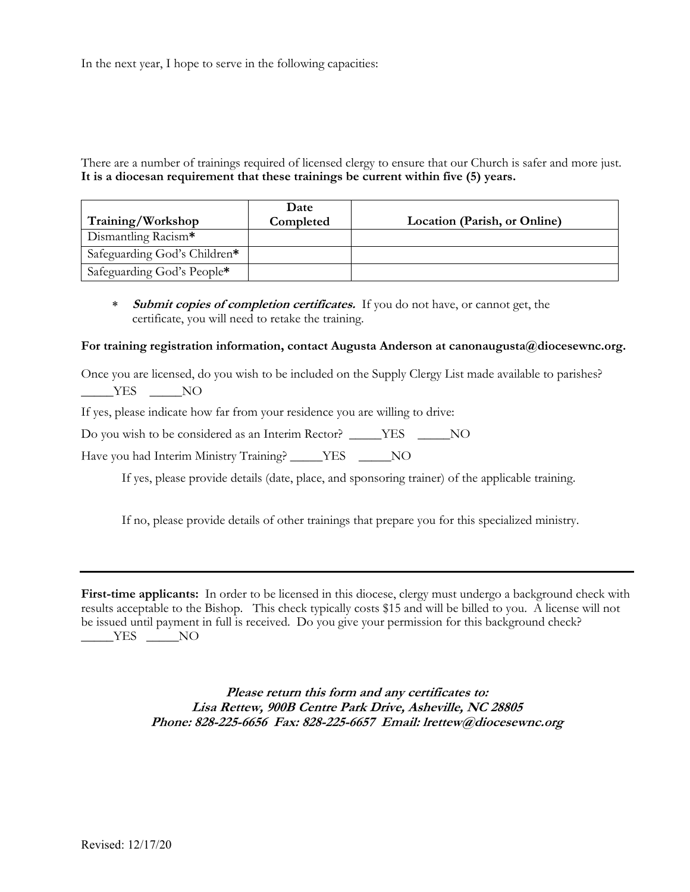In the next year, I hope to serve in the following capacities:

There are a number of trainings required of licensed clergy to ensure that our Church is safer and more just. **It is a diocesan requirement that these trainings be current within five (5) years.**

| Training/Workshop | Date Completed | Location (Parish, or Online) |
|---|---|---|
| Dismantling Racism* | | |
| Safeguarding God's Children* | | |
| Safeguarding God's People* | | |

- * ***Submit copies of completion certificates.*** If you do not have, or cannot get, the certificate, you will need to retake the training.

**For training registration information, contact Augusta Anderson at canonaugusta@diocesewnc.org.**

Once you are licensed, do you wish to be included on the Supply Clergy List made available to parishes?
_____YES _____NO

If yes, please indicate how far from your residence you are willing to drive:

Do you wish to be considered as an Interim Rector? _____YES _____NO

Have you had Interim Ministry Training? _____YES _____NO

If yes, please provide details (date, place, and sponsoring trainer) of the applicable training.

If no, please provide details of other trainings that prepare you for this specialized ministry.

---

**First-time applicants:** In order to be licensed in this diocese, clergy must undergo a background check with results acceptable to the Bishop. This check typically costs $15 and will be billed to you. A license will not be issued until payment in full is received. Do you give your permission for this background check?
_____YES _____NO

***Please return this form and any certificates to:***
***Lisa Rettew, 900B Centre Park Drive, Asheville, NC 28805***
***Phone: 828-225-6656 Fax: 828-225-6657 Email: lrettew@diocesewnc.org***

Revised: 12/17/20